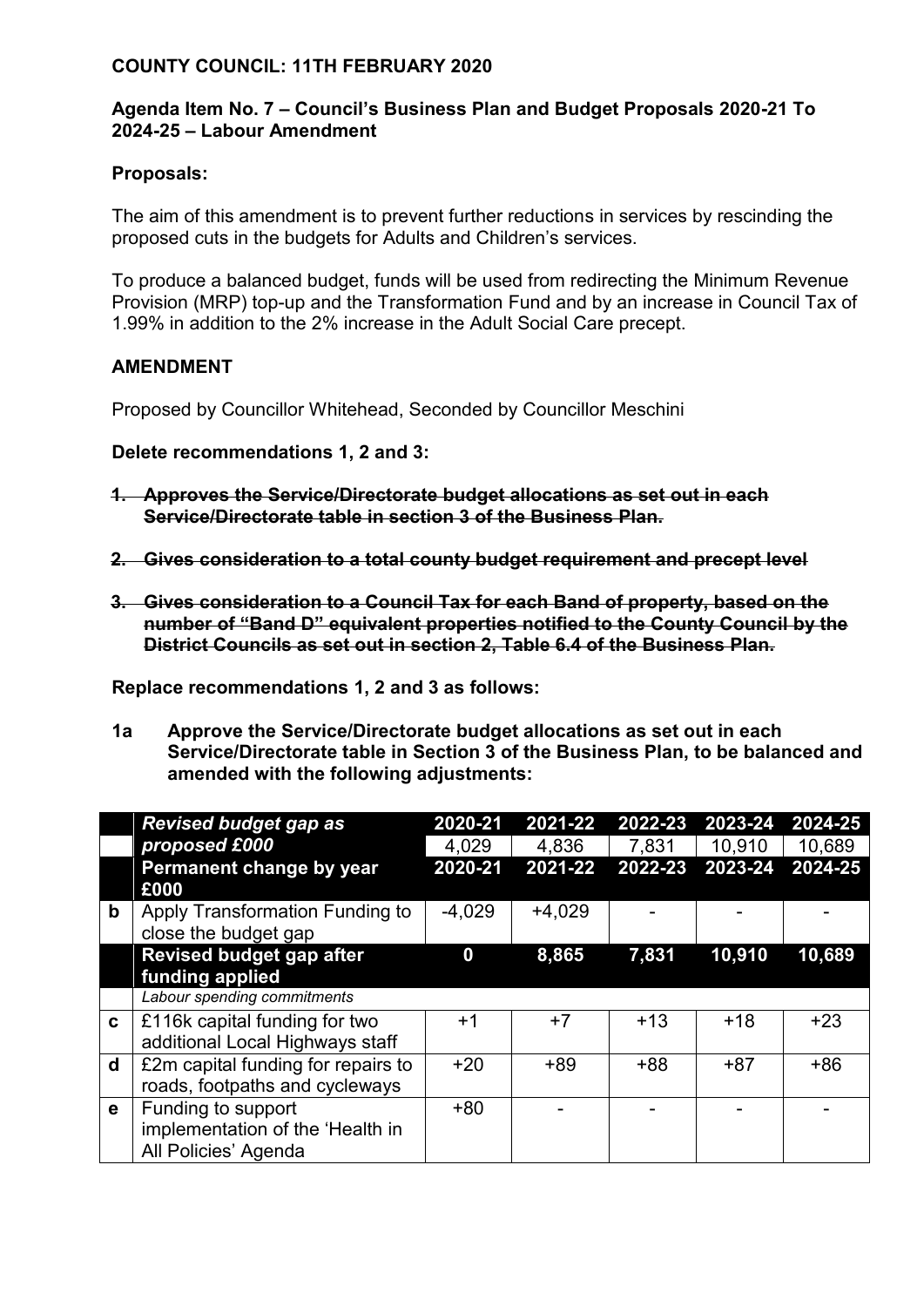**COUNTY COUNCIL: 11TH FEBRUARY 2020**

**Agenda Item No. 7 – Council's Business Plan and Budget Proposals 2020-21 To 2024-25 – Labour Amendment**

**Proposals:**

The aim of this amendment is to prevent further reductions in services by rescinding the proposed cuts in the budgets for Adults and Children's services.

To produce a balanced budget, funds will be used from redirecting the Minimum Revenue Provision (MRP) top-up and the Transformation Fund and by an increase in Council Tax of 1.99% in addition to the 2% increase in the Adult Social Care precept.

**AMENDMENT**

Proposed by Councillor Whitehead, Seconded by Councillor Meschini

**Delete recommendations 1, 2 and 3:**

1. ~~**Approves the Service/Directorate budget allocations as set out in each Service/Directorate table in section 3 of the Business Plan.**~~

2. ~~**Gives consideration to a total county budget requirement and precept level**~~

3. ~~**Gives consideration to a Council Tax for each Band of property, based on the number of "Band D" equivalent properties notified to the County Council by the District Councils as set out in section 2, Table 6.4 of the Business Plan.**~~

**Replace recommendations 1, 2 and 3 as follows:**

**1a Approve the Service/Directorate budget allocations as set out in each Service/Directorate table in Section 3 of the Business Plan, to be balanced and amended with the following adjustments:**

| | ***Revised budget gap as proposed £000*** | **2020-21** | **2021-22** | **2022-23** | **2023-24** | **2024-25** |
|---|---|---|---|---|---|---|
| | | 4,029 | 4,836 | 7,831 | 10,910 | 10,689 |
| | **Permanent change by year £000** | **2020-21** | **2021-22** | **2022-23** | **2023-24** | **2024-25** |
| **b** | Apply Transformation Funding to close the budget gap | -4,029 | +4,029 | - | - | - |
| | **Revised budget gap after funding applied** | **0** | **8,865** | **7,831** | **10,910** | **10,689** |
| | *Labour spending commitments* | | | | | |
| **c** | £116k capital funding for two additional Local Highways staff | +1 | +7 | +13 | +18 | +23 |
| **d** | £2m capital funding for repairs to roads, footpaths and cycleways | +20 | +89 | +88 | +87 | +86 |
| **e** | Funding to support implementation of the 'Health in All Policies' Agenda | +80 | - | - | - | - |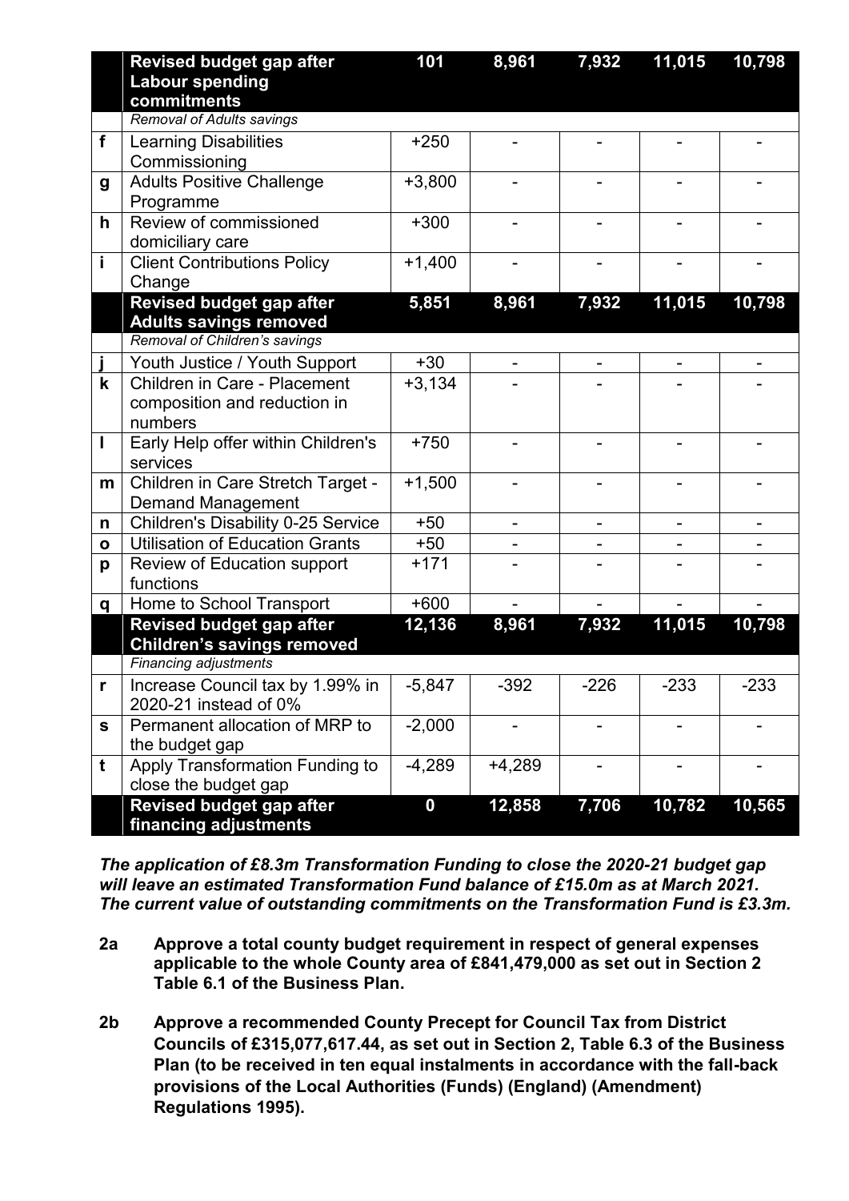| | **Revised budget gap after Labour spending commitments** | **101** | **8,961** | **7,932** | **11,015** | **10,798** |
|---|---|---|---|---|---|---|
| | *Removal of Adults savings* | | | | | |
| **f** | Learning Disabilities Commissioning | +250 | - | - | - | - |
| **g** | Adults Positive Challenge Programme | +3,800 | - | - | - | - |
| **h** | Review of commissioned domiciliary care | +300 | - | - | - | - |
| **i** | Client Contributions Policy Change | +1,400 | - | - | - | - |
| | **Revised budget gap after Adults savings removed** | **5,851** | **8,961** | **7,932** | **11,015** | **10,798** |
| | *Removal of Children's savings* | | | | | |
| **j** | Youth Justice / Youth Support | +30 | - | - | - | - |
| **k** | Children in Care - Placement composition and reduction in numbers | +3,134 | - | - | - | - |
| **l** | Early Help offer within Children's services | +750 | - | - | - | - |
| **m** | Children in Care Stretch Target - Demand Management | +1,500 | - | - | - | - |
| **n** | Children's Disability 0-25 Service | +50 | - | - | - | - |
| **o** | Utilisation of Education Grants | +50 | - | - | - | - |
| **p** | Review of Education support functions | +171 | - | - | - | - |
| **q** | Home to School Transport | +600 | - | - | - | - |
| | **Revised budget gap after Children's savings removed** | **12,136** | **8,961** | **7,932** | **11,015** | **10,798** |
| | *Financing adjustments* | | | | | |
| **r** | Increase Council tax by 1.99% in 2020-21 instead of 0% | -5,847 | -392 | -226 | -233 | -233 |
| **s** | Permanent allocation of MRP to the budget gap | -2,000 | - | - | - | - |
| **t** | Apply Transformation Funding to close the budget gap | -4,289 | +4,289 | - | - | - |
| | **Revised budget gap after financing adjustments** | **0** | **12,858** | **7,706** | **10,782** | **10,565** |

***The application of £8.3m Transformation Funding to close the 2020-21 budget gap will leave an estimated Transformation Fund balance of £15.0m as at March 2021. The current value of outstanding commitments on the Transformation Fund is £3.3m.***

**2a Approve a total county budget requirement in respect of general expenses applicable to the whole County area of £841,479,000 as set out in Section 2 Table 6.1 of the Business Plan.**

**2b Approve a recommended County Precept for Council Tax from District Councils of £315,077,617.44, as set out in Section 2, Table 6.3 of the Business Plan (to be received in ten equal instalments in accordance with the fall-back provisions of the Local Authorities (Funds) (England) (Amendment) Regulations 1995).**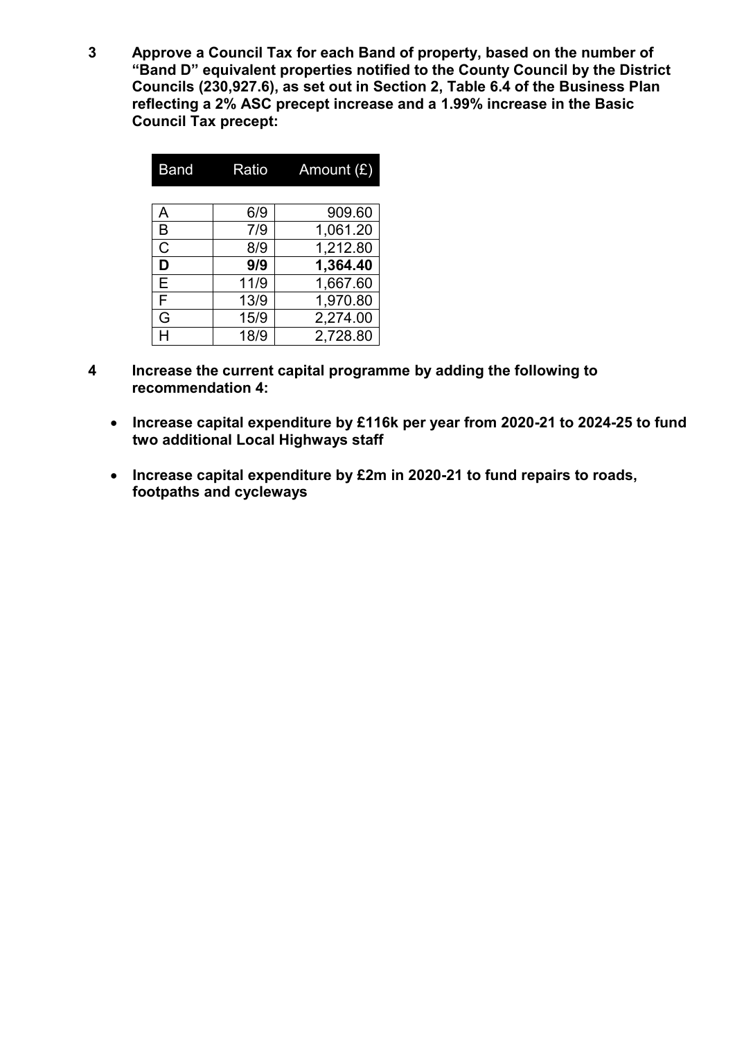**3 Approve a Council Tax for each Band of property, based on the number of "Band D" equivalent properties notified to the County Council by the District Councils (230,927.6), as set out in Section 2, Table 6.4 of the Business Plan reflecting a 2% ASC precept increase and a 1.99% increase in the Basic Council Tax precept:**

| Band | Ratio | Amount (£) |
|---|---|---|
| A | 6/9 | 909.60 |
| B | 7/9 | 1,061.20 |
| C | 8/9 | 1,212.80 |
| **D** | **9/9** | **1,364.40** |
| E | 11/9 | 1,667.60 |
| F | 13/9 | 1,970.80 |
| G | 15/9 | 2,274.00 |
| H | 18/9 | 2,728.80 |

**4 Increase the current capital programme by adding the following to recommendation 4:**

- **Increase capital expenditure by £116k per year from 2020-21 to 2024-25 to fund two additional Local Highways staff**
- **Increase capital expenditure by £2m in 2020-21 to fund repairs to roads, footpaths and cycleways**